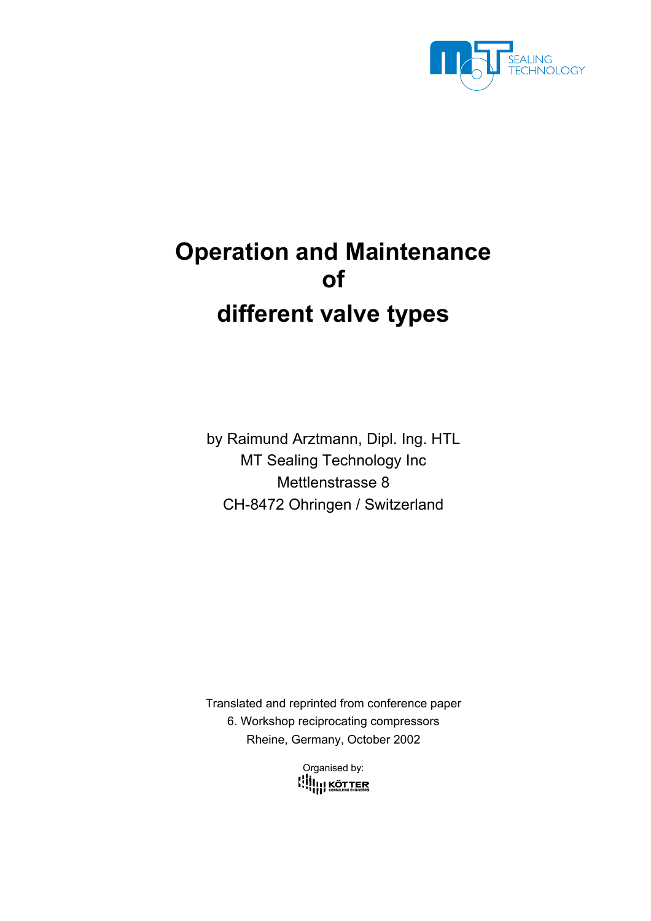SEALING TECHNOLOGY

# Operation and Maintenance of different valve types

by Raimund Arztmann, Dipl. Ing. HTL
MT Sealing Technology Inc
Mettlenstrasse 8
CH-8472 Ohringen / Switzerland

Translated and reprinted from conference paper
6. Workshop reciprocating compressors
Rheine, Germany, October 2002

Organised by:
KÖTTER
CONSULTING ENGINEERS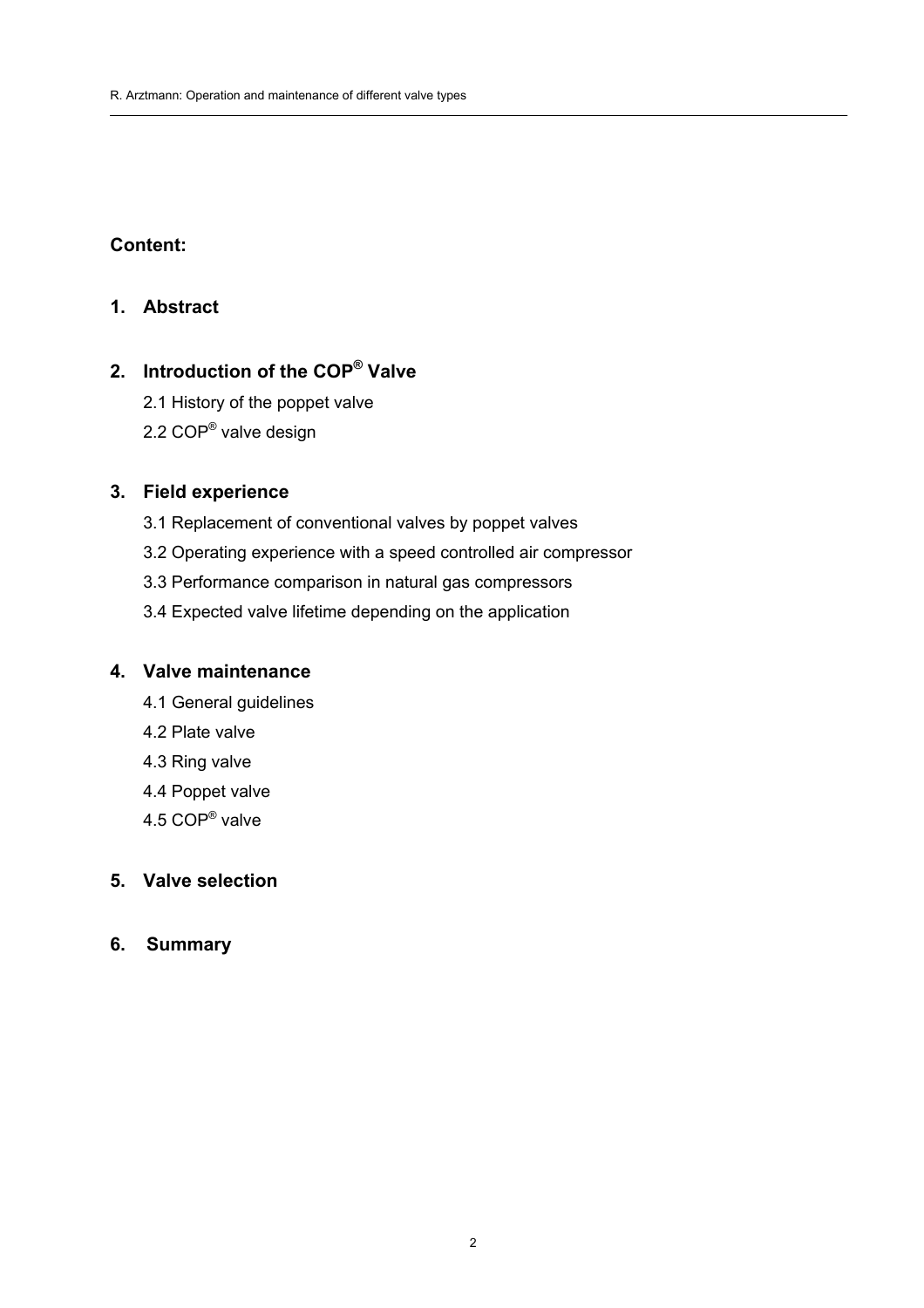## Content:

### 1. Abstract

### 2. Introduction of the COP® Valve

2.1 History of the poppet valve

2.2 COP® valve design

### 3. Field experience

3.1 Replacement of conventional valves by poppet valves

3.2 Operating experience with a speed controlled air compressor

3.3 Performance comparison in natural gas compressors

3.4 Expected valve lifetime depending on the application

### 4. Valve maintenance

4.1 General guidelines

4.2 Plate valve

4.3 Ring valve

4.4 Poppet valve

4.5 COP® valve

### 5. Valve selection

### 6. Summary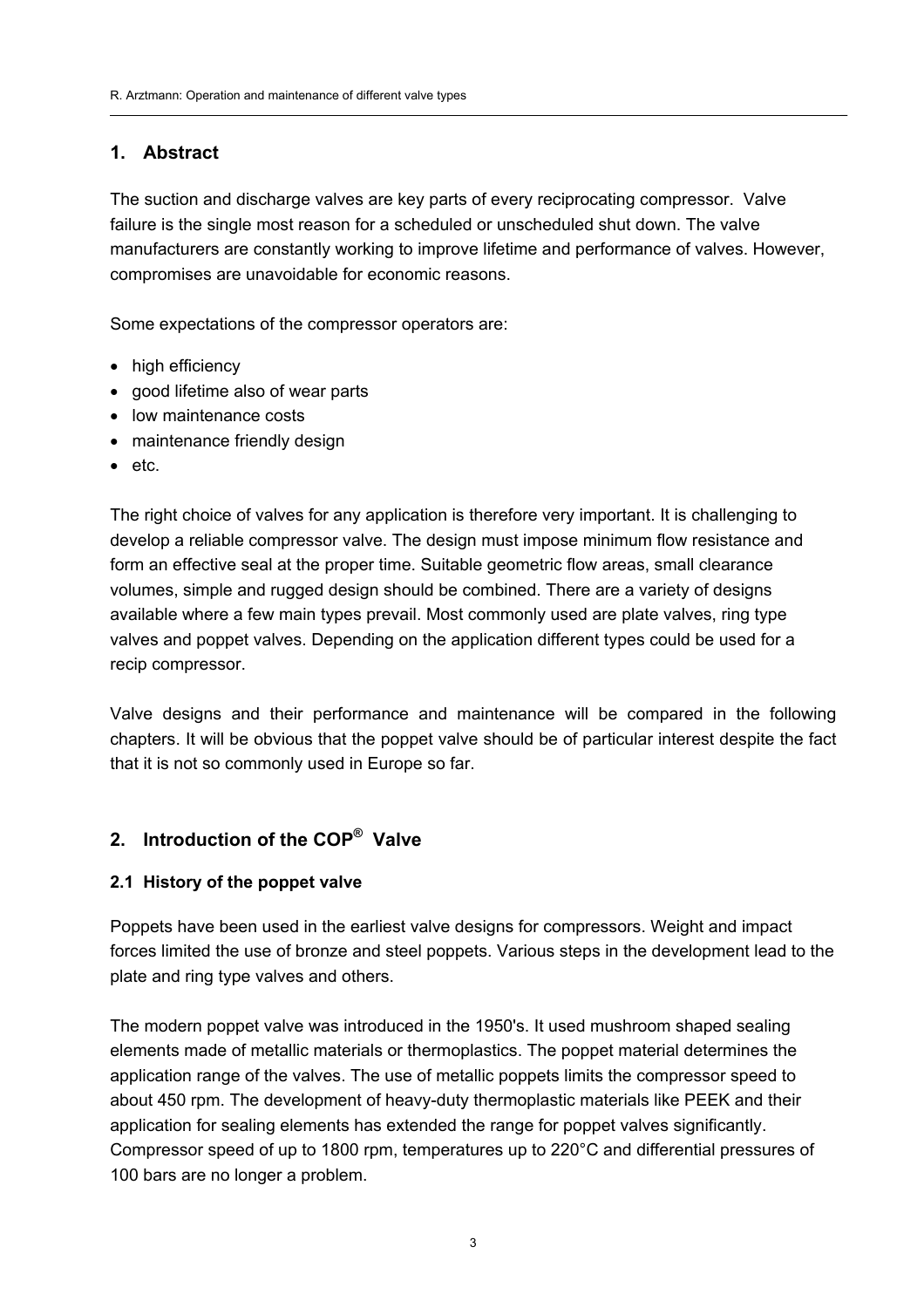## 1. Abstract

The suction and discharge valves are key parts of every reciprocating compressor. Valve failure is the single most reason for a scheduled or unscheduled shut down. The valve manufacturers are constantly working to improve lifetime and performance of valves. However, compromises are unavoidable for economic reasons.

Some expectations of the compressor operators are:

- high efficiency
- good lifetime also of wear parts
- low maintenance costs
- maintenance friendly design
- etc.

The right choice of valves for any application is therefore very important. It is challenging to develop a reliable compressor valve. The design must impose minimum flow resistance and form an effective seal at the proper time. Suitable geometric flow areas, small clearance volumes, simple and rugged design should be combined. There are a variety of designs available where a few main types prevail. Most commonly used are plate valves, ring type valves and poppet valves. Depending on the application different types could be used for a recip compressor.

Valve designs and their performance and maintenance will be compared in the following chapters. It will be obvious that the poppet valve should be of particular interest despite the fact that it is not so commonly used in Europe so far.

## 2. Introduction of the COP® Valve

### 2.1 History of the poppet valve

Poppets have been used in the earliest valve designs for compressors. Weight and impact forces limited the use of bronze and steel poppets. Various steps in the development lead to the plate and ring type valves and others.

The modern poppet valve was introduced in the 1950's. It used mushroom shaped sealing elements made of metallic materials or thermoplastics. The poppet material determines the application range of the valves. The use of metallic poppets limits the compressor speed to about 450 rpm. The development of heavy-duty thermoplastic materials like PEEK and their application for sealing elements has extended the range for poppet valves significantly. Compressor speed of up to 1800 rpm, temperatures up to 220°C and differential pressures of 100 bars are no longer a problem.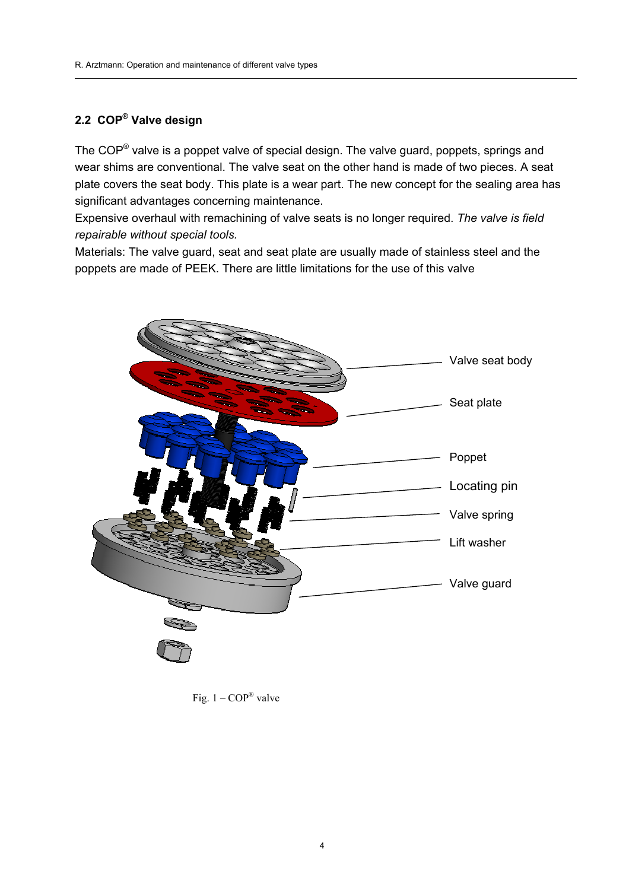## 2.2 COP® Valve design

The COP® valve is a poppet valve of special design. The valve guard, poppets, springs and wear shims are conventional. The valve seat on the other hand is made of two pieces. A seat plate covers the seat body. This plate is a wear part. The new concept for the sealing area has significant advantages concerning maintenance.

Expensive overhaul with remachining of valve seats is no longer required. *The valve is field repairable without special tools.*

Materials: The valve guard, seat and seat plate are usually made of stainless steel and the poppets are made of PEEK. There are little limitations for the use of this valve

Valve seat body

Seat plate

Poppet

Locating pin

Valve spring

Lift washer

Valve guard

Fig. 1 – COP® valve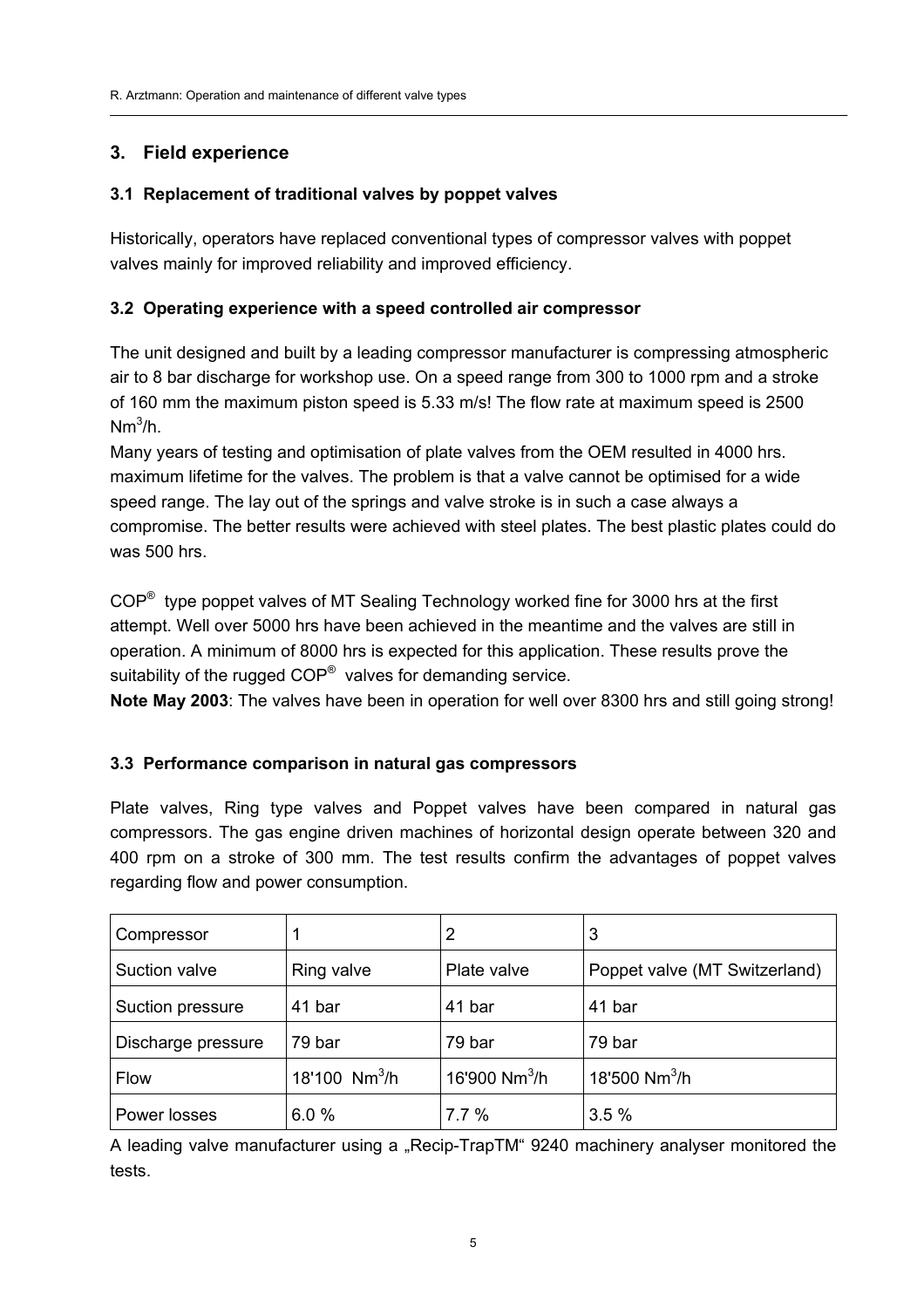## 3. Field experience

### 3.1 Replacement of traditional valves by poppet valves

Historically, operators have replaced conventional types of compressor valves with poppet valves mainly for improved reliability and improved efficiency.

### 3.2 Operating experience with a speed controlled air compressor

The unit designed and built by a leading compressor manufacturer is compressing atmospheric air to 8 bar discharge for workshop use. On a speed range from 300 to 1000 rpm and a stroke of 160 mm the maximum piston speed is 5.33 m/s! The flow rate at maximum speed is 2500 $Nm^3/h$.

Many years of testing and optimisation of plate valves from the OEM resulted in 4000 hrs. maximum lifetime for the valves. The problem is that a valve cannot be optimised for a wide speed range. The lay out of the springs and valve stroke is in such a case always a compromise. The better results were achieved with steel plates. The best plastic plates could do was 500 hrs.

COP® type poppet valves of MT Sealing Technology worked fine for 3000 hrs at the first attempt. Well over 5000 hrs have been achieved in the meantime and the valves are still in operation. A minimum of 8000 hrs is expected for this application. These results prove the suitability of the rugged COP® valves for demanding service.

**Note May 2003**: The valves have been in operation for well over 8300 hrs and still going strong!

### 3.3 Performance comparison in natural gas compressors

Plate valves, Ring type valves and Poppet valves have been compared in natural gas compressors. The gas engine driven machines of horizontal design operate between 320 and 400 rpm on a stroke of 300 mm. The test results confirm the advantages of poppet valves regarding flow and power consumption.

| Compressor | 1 | 2 | 3 |
|---|---|---|---|
| Suction valve | Ring valve | Plate valve | Poppet valve (MT Switzerland) |
| Suction pressure | 41 bar | 41 bar | 41 bar |
| Discharge pressure | 79 bar | 79 bar | 79 bar |
| Flow | 18'100 $Nm^3/h$ | 16'900 $Nm^3/h$ | 18'500 $Nm^3/h$ |
| Power losses | 6.0 % | 7.7 % | 3.5 % |

A leading valve manufacturer using a „Recip-TrapTM" 9240 machinery analyser monitored the tests.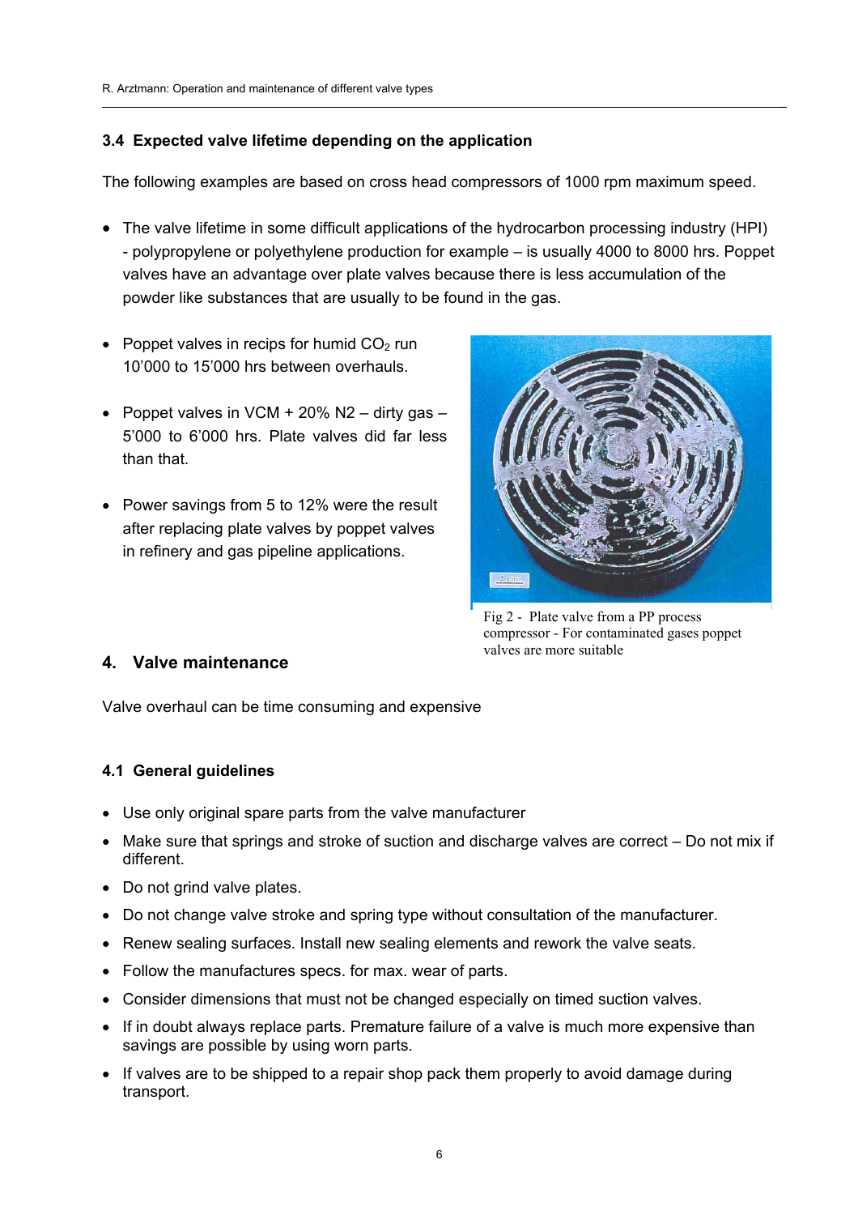### 3.4 Expected valve lifetime depending on the application

The following examples are based on cross head compressors of 1000 rpm maximum speed.

- The valve lifetime in some difficult applications of the hydrocarbon processing industry (HPI) - polypropylene or polyethylene production for example – is usually 4000 to 8000 hrs. Poppet valves have an advantage over plate valves because there is less accumulation of the powder like substances that are usually to be found in the gas.
- Poppet valves in recips for humid $CO_2$ run 10'000 to 15'000 hrs between overhauls.
- Poppet valves in VCM + 20% N2 – dirty gas – 5'000 to 6'000 hrs. Plate valves did far less than that.
- Power savings from 5 to 12% were the result after replacing plate valves by poppet valves in refinery and gas pipeline applications.

Fig 2 - Plate valve from a PP process compressor - For contaminated gases poppet valves are more suitable

## 4. Valve maintenance

Valve overhaul can be time consuming and expensive

### 4.1 General guidelines

- Use only original spare parts from the valve manufacturer
- Make sure that springs and stroke of suction and discharge valves are correct – Do not mix if different.
- Do not grind valve plates.
- Do not change valve stroke and spring type without consultation of the manufacturer.
- Renew sealing surfaces. Install new sealing elements and rework the valve seats.
- Follow the manufactures specs. for max. wear of parts.
- Consider dimensions that must not be changed especially on timed suction valves.
- If in doubt always replace parts. Premature failure of a valve is much more expensive than savings are possible by using worn parts.
- If valves are to be shipped to a repair shop pack them properly to avoid damage during transport.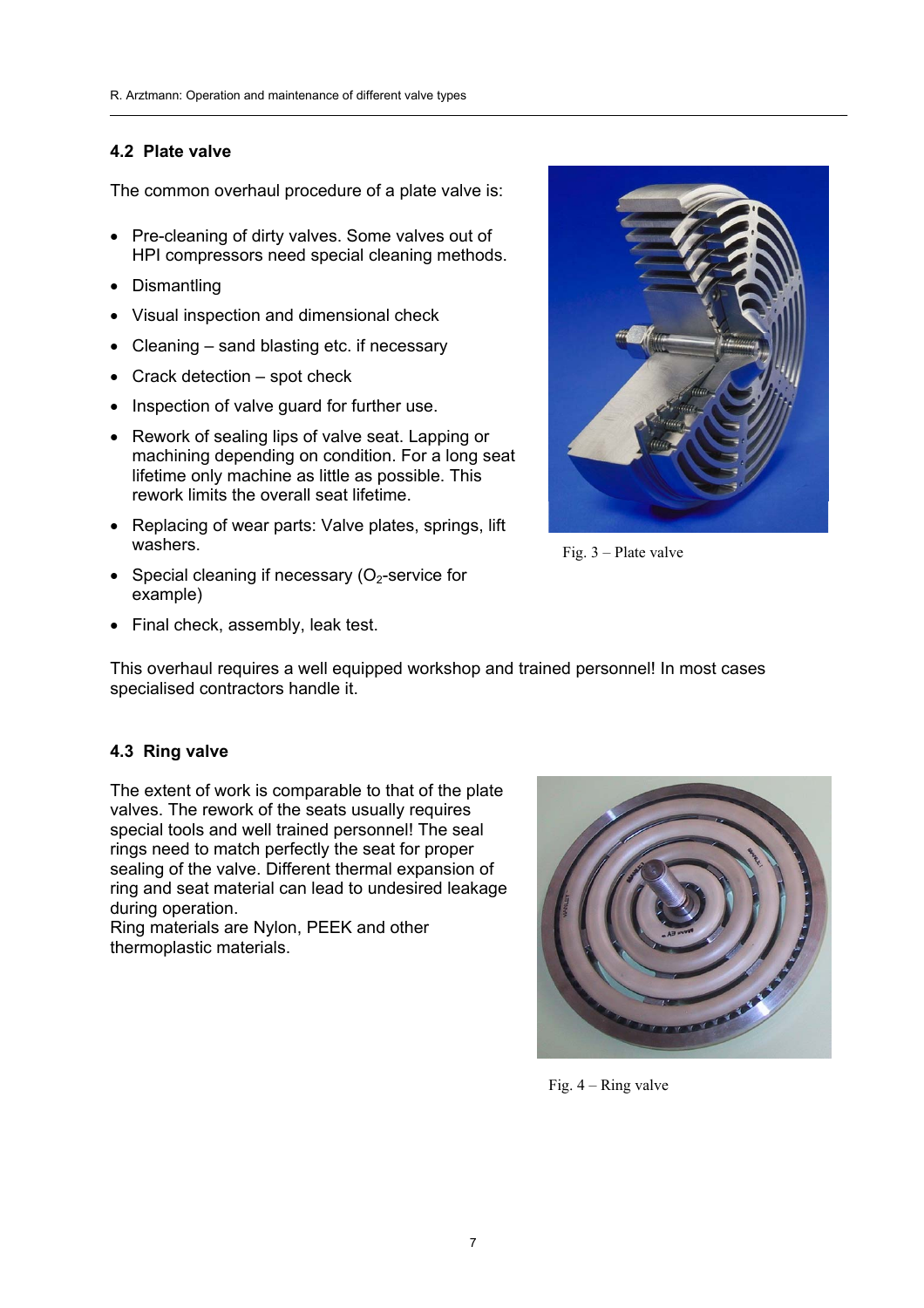## 4.2 Plate valve

The common overhaul procedure of a plate valve is:

- Pre-cleaning of dirty valves. Some valves out of HPI compressors need special cleaning methods.
- Dismantling
- Visual inspection and dimensional check
- Cleaning – sand blasting etc. if necessary
- Crack detection – spot check
- Inspection of valve guard for further use.
- Rework of sealing lips of valve seat. Lapping or machining depending on condition. For a long seat lifetime only machine as little as possible. This rework limits the overall seat lifetime.
- Replacing of wear parts: Valve plates, springs, lift washers.
- Special cleaning if necessary ($O_2$-service for example)
- Final check, assembly, leak test.

Fig. 3 – Plate valve

This overhaul requires a well equipped workshop and trained personnel! In most cases specialised contractors handle it.

## 4.3 Ring valve

The extent of work is comparable to that of the plate valves. The rework of the seats usually requires special tools and well trained personnel! The seal rings need to match perfectly the seat for proper sealing of the valve. Different thermal expansion of ring and seat material can lead to undesired leakage during operation.
Ring materials are Nylon, PEEK and other thermoplastic materials.

Fig. 4 – Ring valve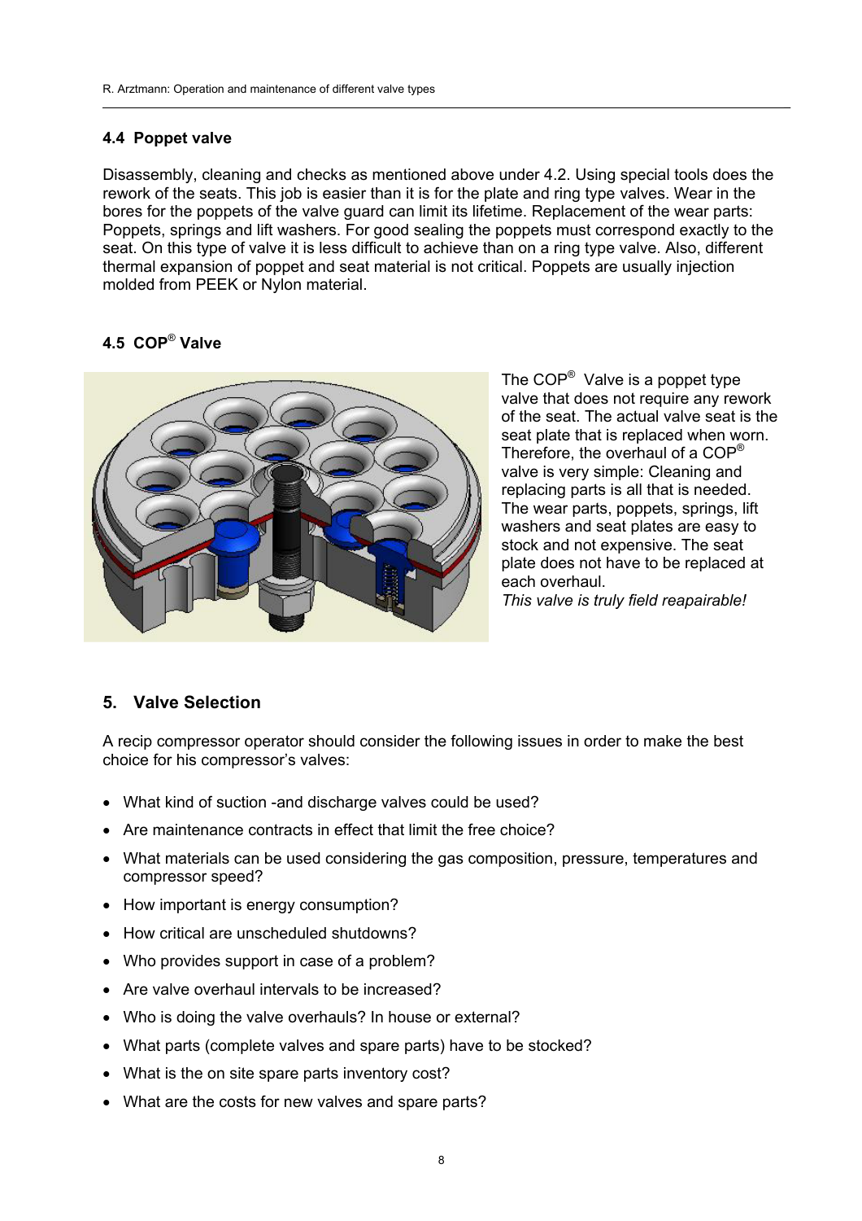### 4.4 Poppet valve

Disassembly, cleaning and checks as mentioned above under 4.2. Using special tools does the rework of the seats. This job is easier than it is for the plate and ring type valves. Wear in the bores for the poppets of the valve guard can limit its lifetime. Replacement of the wear parts: Poppets, springs and lift washers. For good sealing the poppets must correspond exactly to the seat. On this type of valve it is less difficult to achieve than on a ring type valve. Also, different thermal expansion of poppet and seat material is not critical. Poppets are usually injection molded from PEEK or Nylon material.

### 4.5 COP® Valve

The COP® Valve is a poppet type valve that does not require any rework of the seat. The actual valve seat is the seat plate that is replaced when worn. Therefore, the overhaul of a COP® valve is very simple: Cleaning and replacing parts is all that is needed. The wear parts, poppets, springs, lift washers and seat plates are easy to stock and not expensive. The seat plate does not have to be replaced at each overhaul.
*This valve is truly field reapairable!*

## 5. Valve Selection

A recip compressor operator should consider the following issues in order to make the best choice for his compressor's valves:

- What kind of suction -and discharge valves could be used?
- Are maintenance contracts in effect that limit the free choice?
- What materials can be used considering the gas composition, pressure, temperatures and compressor speed?
- How important is energy consumption?
- How critical are unscheduled shutdowns?
- Who provides support in case of a problem?
- Are valve overhaul intervals to be increased?
- Who is doing the valve overhauls? In house or external?
- What parts (complete valves and spare parts) have to be stocked?
- What is the on site spare parts inventory cost?
- What are the costs for new valves and spare parts?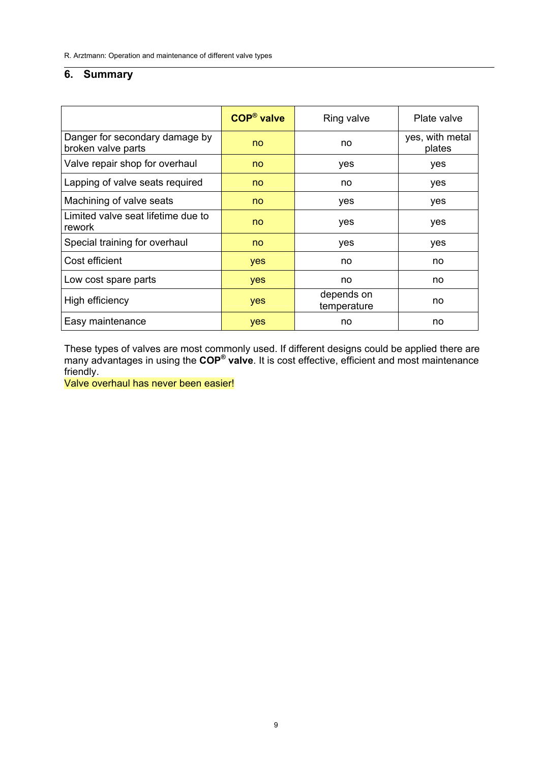## 6. Summary

| | **COP® valve** | Ring valve | Plate valve |
|---|---|---|---|
| Danger for secondary damage by broken valve parts | no | no | yes, with metal plates |
| Valve repair shop for overhaul | no | yes | yes |
| Lapping of valve seats required | no | no | yes |
| Machining of valve seats | no | yes | yes |
| Limited valve seat lifetime due to rework | no | yes | yes |
| Special training for overhaul | no | yes | yes |
| Cost efficient | yes | no | no |
| Low cost spare parts | yes | no | no |
| High efficiency | yes | depends on temperature | no |
| Easy maintenance | yes | no | no |

These types of valves are most commonly used. If different designs could be applied there are many advantages in using the **COP® valve**. It is cost effective, efficient and most maintenance friendly.

Valve overhaul has never been easier!